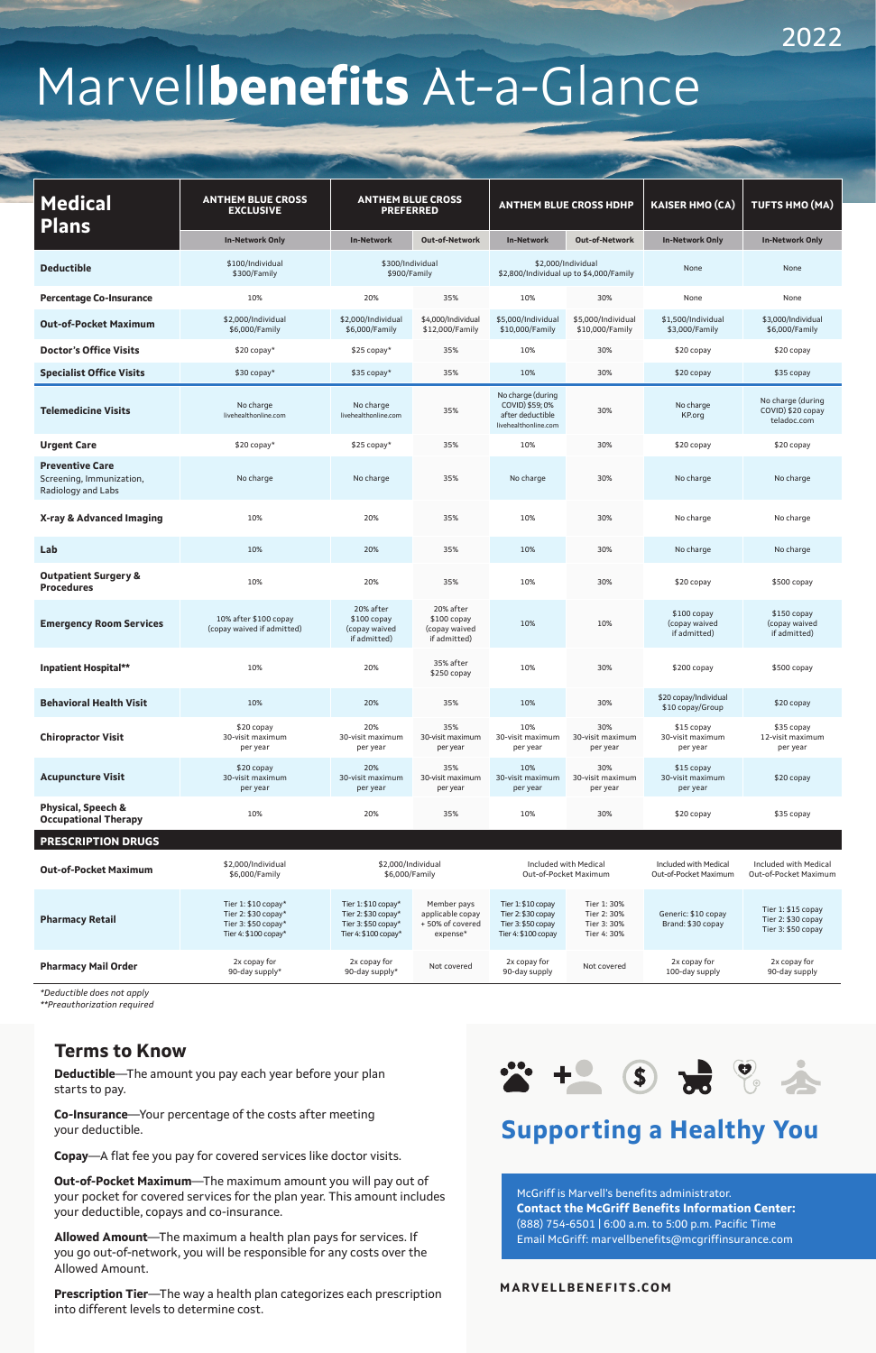2022

# Marvell**benefits** At-a-Glance

| Medical Plans | ANTHEM BLUE CROSS EXCLUSIVE | ANTHEM BLUE CROSS PREFERRED | | ANTHEM BLUE CROSS HDHP | | KAISER HMO (CA) | TUFTS HMO (MA) |
|---|---|---|---|---|---|---|---|
| | In-Network Only | In-Network | Out-of-Network | In-Network | Out-of-Network | In-Network Only | In-Network Only |
| **Deductible** | $100/Individual $300/Family | $300/Individual $900/Family | | $2,000/Individual $2,800/Individual up to $4,000/Family | | None | None |
| **Percentage Co-Insurance** | 10% | 20% | 35% | 10% | 30% | None | None |
| **Out-of-Pocket Maximum** | $2,000/Individual $6,000/Family | $2,000/Individual $6,000/Family | $4,000/Individual $12,000/Family | $5,000/Individual $10,000/Family | $5,000/Individual $10,000/Family | $1,500/Individual $3,000/Family | $3,000/Individual $6,000/Family |
| **Doctor's Office Visits** | $20 copay* | $25 copay* | 35% | 10% | 30% | $20 copay | $20 copay |
| **Specialist Office Visits** | $30 copay* | $35 copay* | 35% | 10% | 30% | $20 copay | $35 copay |
| **Telemedicine Visits** | No charge livehealthonline.com | No charge livehealthonline.com | 35% | No charge (during COVID) $59; 0% after deductible livehealthonline.com | 30% | No charge KP.org | No charge (during COVID) $20 copay teladoc.com |
| **Urgent Care** | $20 copay* | $25 copay* | 35% | 10% | 30% | $20 copay | $20 copay |
| **Preventive Care** Screening, Immunization, Radiology and Labs | No charge | No charge | 35% | No charge | 30% | No charge | No charge |
| **X-ray & Advanced Imaging** | 10% | 20% | 35% | 10% | 30% | No charge | No charge |
| **Lab** | 10% | 20% | 35% | 10% | 30% | No charge | No charge |
| **Outpatient Surgery & Procedures** | 10% | 20% | 35% | 10% | 30% | $20 copay | $500 copay |
| **Emergency Room Services** | 10% after $100 copay (copay waived if admitted) | 20% after $100 copay (copay waived if admitted) | 20% after $100 copay (copay waived if admitted) | 10% | 10% | $100 copay (copay waived if admitted) | $150 copay (copay waived if admitted) |
| **Inpatient Hospital**** | 10% | 20% | 35% after $250 copay | 10% | 30% | $200 copay | $500 copay |
| **Behavioral Health Visit** | 10% | 20% | 35% | 10% | 30% | $20 copay/Individual $10 copay/Group | $20 copay |
| **Chiropractor Visit** | $20 copay 30-visit maximum per year | 20% 30-visit maximum per year | 35% 30-visit maximum per year | 10% 30-visit maximum per year | 30% 30-visit maximum per year | $15 copay 30-visit maximum per year | $35 copay 12-visit maximum per year |
| **Acupuncture Visit** | $20 copay 30-visit maximum per year | 20% 30-visit maximum per year | 35% 30-visit maximum per year | 10% 30-visit maximum per year | 30% 30-visit maximum per year | $15 copay 30-visit maximum per year | $20 copay |
| **Physical, Speech & Occupational Therapy** | 10% | 20% | 35% | 10% | 30% | $20 copay | $35 copay |
| **PRESCRIPTION DRUGS** | | | | | | | |
| **Out-of-Pocket Maximum** | $2,000/Individual $6,000/Family | $2,000/Individual $6,000/Family | | Included with Medical Out-of-Pocket Maximum | | Included with Medical Out-of-Pocket Maximum | Included with Medical Out-of-Pocket Maximum |
| **Pharmacy Retail** | Tier 1: $10 copay* Tier 2: $30 copay* Tier 3: $50 copay* Tier 4: $100 copay* | Tier 1: $10 copay* Tier 2: $30 copay* Tier 3: $50 copay* Tier 4: $100 copay* | Member pays applicable copay + 50% of covered expense* | Tier 1: $10 copay Tier 2: $30 copay Tier 3: $50 copay Tier 4: $100 copay | Tier 1: 30% Tier 2: 30% Tier 3: 30% Tier 4: 30% | Generic: $10 copay Brand: $30 copay | Tier 1: $15 copay Tier 2: $30 copay Tier 3: $50 copay |
| **Pharmacy Mail Order** | 2x copay for 90-day supply* | 2x copay for 90-day supply* | Not covered | 2x copay for 90-day supply | Not covered | 2x copay for 100-day supply | 2x copay for 90-day supply |

*Deductible does not apply

**Preauthorization required

## Terms to Know

**Deductible**—The amount you pay each year before your plan starts to pay.

**Co-Insurance**—Your percentage of the costs after meeting your deductible.

**Copay**—A flat fee you pay for covered services like doctor visits.

**Out-of-Pocket Maximum**—The maximum amount you will pay out of your pocket for covered services for the plan year. This amount includes your deductible, copays and co-insurance.

**Allowed Amount**—The maximum a health plan pays for services. If you go out-of-network, you will be responsible for any costs over the Allowed Amount.

**Prescription Tier**—The way a health plan categorizes each prescription into different levels to determine cost.

## Supporting a Healthy You

McGriff is Marvell's benefits administrator.
**Contact the McGriff Benefits Information Center:**
(888) 754-6501 | 6:00 a.m. to 5:00 p.m. Pacific Time
Email McGriff: marvellbenefits@mcgriffinsurance.com

**MARVELLBENEFITS.COM**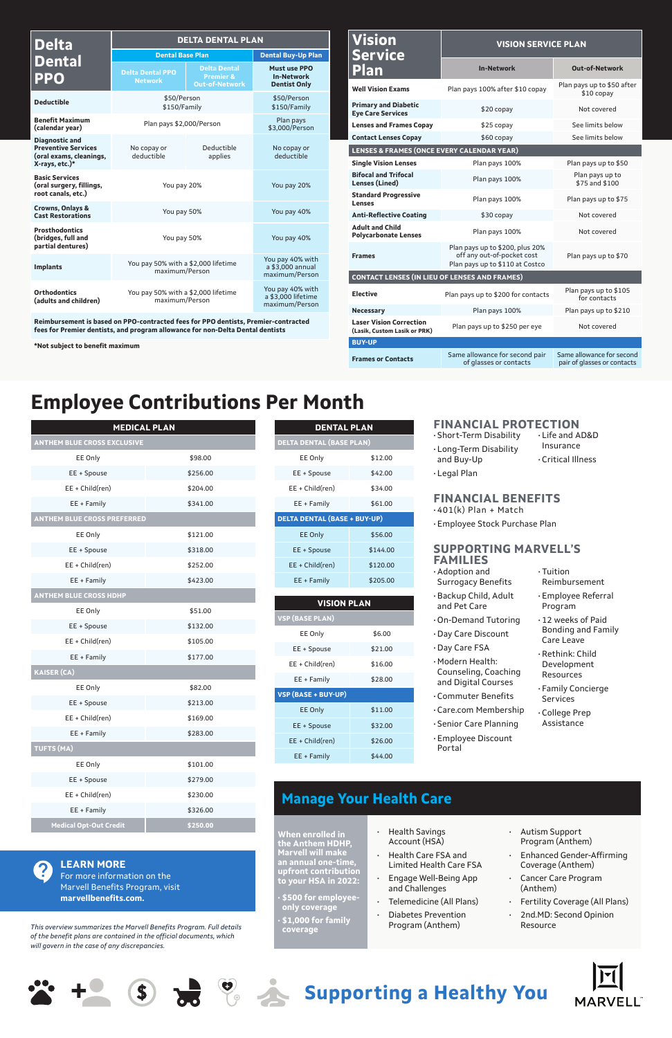## Delta Dental PPO

| Delta Dental PPO | DELTA DENTAL PLAN | | |
|---|---|---|---|
| | Dental Base Plan | | Dental Buy-Up Plan |
| | Delta Dental PPO Network | Delta Dental Premier & Out-of-Network | Must use PPO In-Network Dentist Only |
| **Deductible** | $50/Person $150/Family | | $50/Person $150/Family |
| **Benefit Maximum (calendar year)** | Plan pays $2,000/Person | | Plan pays $3,000/Person |
| **Diagnostic and Preventive Services (oral exams, cleanings, X-rays, etc.)*** | No copay or deductible | Deductible applies | No copay or deductible |
| **Basic Services (oral surgery, fillings, root canals, etc.)** | You pay 20% | | You pay 20% |
| **Crowns, Onlays & Cast Restorations** | You pay 50% | | You pay 40% |
| **Prosthodontics (bridges, full and partial dentures)** | You pay 50% | | You pay 40% |
| **Implants** | You pay 50% with a $2,000 lifetime maximum/Person | | You pay 40% with a $3,000 annual maximum/Person |
| **Orthodontics (adults and children)** | You pay 50% with a $2,000 lifetime maximum/Person | | You pay 40% with a $3,000 lifetime maximum/Person |

**Reimbursement is based on PPO-contracted fees for PPO dentists, Premier-contracted fees for Premier dentists, and program allowance for non-Delta Dental dentists**

**\*Not subject to benefit maximum**

## Vision Service Plan

| Vision Service Plan | VISION SERVICE PLAN | |
|---|---|---|
| | In-Network | Out-of-Network |
| **Well Vision Exams** | Plan pays 100% after $10 copay | Plan pays up to $50 after $10 copay |
| **Primary and Diabetic Eye Care Services** | $20 copay | Not covered |
| **Lenses and Frames Copay** | $25 copay | See limits below |
| **Contact Lenses Copay** | $60 copay | See limits below |
| **LENSES & FRAMES (ONCE EVERY CALENDAR YEAR)** | | |
| **Single Vision Lenses** | Plan pays 100% | Plan pays up to $50 |
| **Bifocal and Trifocal Lenses (Lined)** | Plan pays 100% | Plan pays up to $75 and $100 |
| **Standard Progressive Lenses** | Plan pays 100% | Plan pays up to $75 |
| **Anti-Reflective Coating** | $30 copay | Not covered |
| **Adult and Child Polycarbonate Lenses** | Plan pays 100% | Not covered |
| **Frames** | Plan pays up to $200, plus 20% off any out-of-pocket cost Plan pays up to $110 at Costco | Plan pays up to $70 |
| **CONTACT LENSES (IN LIEU OF LENSES AND FRAMES)** | | |
| **Elective** | Plan pays up to $200 for contacts | Plan pays up to $105 for contacts |
| **Necessary** | Plan pays 100% | Plan pays up to $210 |
| **Laser Vision Correction (Lasik, Custom Lasik or PRK)** | Plan pays up to $250 per eye | Not covered |
| **BUY-UP** | | |
| **Frames or Contacts** | Same allowance for second pair of glasses or contacts | Same allowance for second pair of glasses or contacts |

# Employee Contributions Per Month

| MEDICAL PLAN | |
|---|---|
| **ANTHEM BLUE CROSS EXCLUSIVE** | |
| EE Only | $98.00 |
| EE + Spouse | $256.00 |
| EE + Child(ren) | $204.00 |
| EE + Family | $341.00 |
| **ANTHEM BLUE CROSS PREFERRED** | |
| EE Only | $121.00 |
| EE + Spouse | $318.00 |
| EE + Child(ren) | $252.00 |
| EE + Family | $423.00 |
| **ANTHEM BLUE CROSS HDHP** | |
| EE Only | $51.00 |
| EE + Spouse | $132.00 |
| EE + Child(ren) | $105.00 |
| EE + Family | $177.00 |
| **KAISER (CA)** | |
| EE Only | $82.00 |
| EE + Spouse | $213.00 |
| EE + Child(ren) | $169.00 |
| EE + Family | $283.00 |
| **TUFTS (MA)** | |
| EE Only | $101.00 |
| EE + Spouse | $279.00 |
| EE + Child(ren) | $230.00 |
| EE + Family | $326.00 |
| **Medical Opt-Out Credit** | **$250.00** |

| DENTAL PLAN | |
|---|---|
| **DELTA DENTAL (BASE PLAN)** | |
| EE Only | $12.00 |
| EE + Spouse | $42.00 |
| EE + Child(ren) | $34.00 |
| EE + Family | $61.00 |
| **DELTA DENTAL (BASE + BUY-UP)** | |
| EE Only | $56.00 |
| EE + Spouse | $144.00 |
| EE + Child(ren) | $120.00 |
| EE + Family | $205.00 |

| VISION PLAN | |
|---|---|
| **VSP (BASE PLAN)** | |
| EE Only | $6.00 |
| EE + Spouse | $21.00 |
| EE + Child(ren) | $16.00 |
| EE + Family | $28.00 |
| **VSP (BASE + BUY-UP)** | |
| EE Only | $11.00 |
| EE + Spouse | $32.00 |
| EE + Child(ren) | $26.00 |
| EE + Family | $44.00 |

## FINANCIAL PROTECTION

- Short-Term Disability
- Long-Term Disability and Buy-Up
- Legal Plan
- Life and AD&D Insurance
- Critical Illness

## FINANCIAL BENEFITS

- 401(k) Plan + Match
- Employee Stock Purchase Plan

## SUPPORTING MARVELL'S FAMILIES

- Adoption and Surrogacy Benefits
- Backup Child, Adult and Pet Care
- On-Demand Tutoring
- Day Care Discount
- Day Care FSA
- Modern Health: Counseling, Coaching and Digital Courses
- Commuter Benefits
- Care.com Membership
- Senior Care Planning
- Employee Discount Portal
- Tuition Reimbursement
- Employee Referral Program
- 12 weeks of Paid Bonding and Family Care Leave
- Rethink: Child Development Resources
- Family Concierge Services
- College Prep Assistance

## Manage Your Health Care

**When enrolled in the Anthem HDHP, Marvell will make an annual one-time, upfront contribution to your HSA in 2022:**

- **$500 for employee-only coverage**
- **$1,000 for family coverage**

- Health Savings Account (HSA)
- Health Care FSA and Limited Health Care FSA
- Engage Well-Being App and Challenges
- Telemedicine (All Plans)
- Diabetes Prevention Program (Anthem)
- Autism Support Program (Anthem)
- Enhanced Gender-Affirming Coverage (Anthem)
- Cancer Care Program (Anthem)
- Fertility Coverage (All Plans)
- 2nd.MD: Second Opinion Resource

**LEARN MORE**
For more information on the Marvell Benefits Program, visit **marvellbenefits.com.**

*This overview summarizes the Marvell Benefits Program. Full details of the benefit plans are contained in the official documents, which will govern in the case of any discrepancies.*

## Supporting a Healthy You

MARVELL